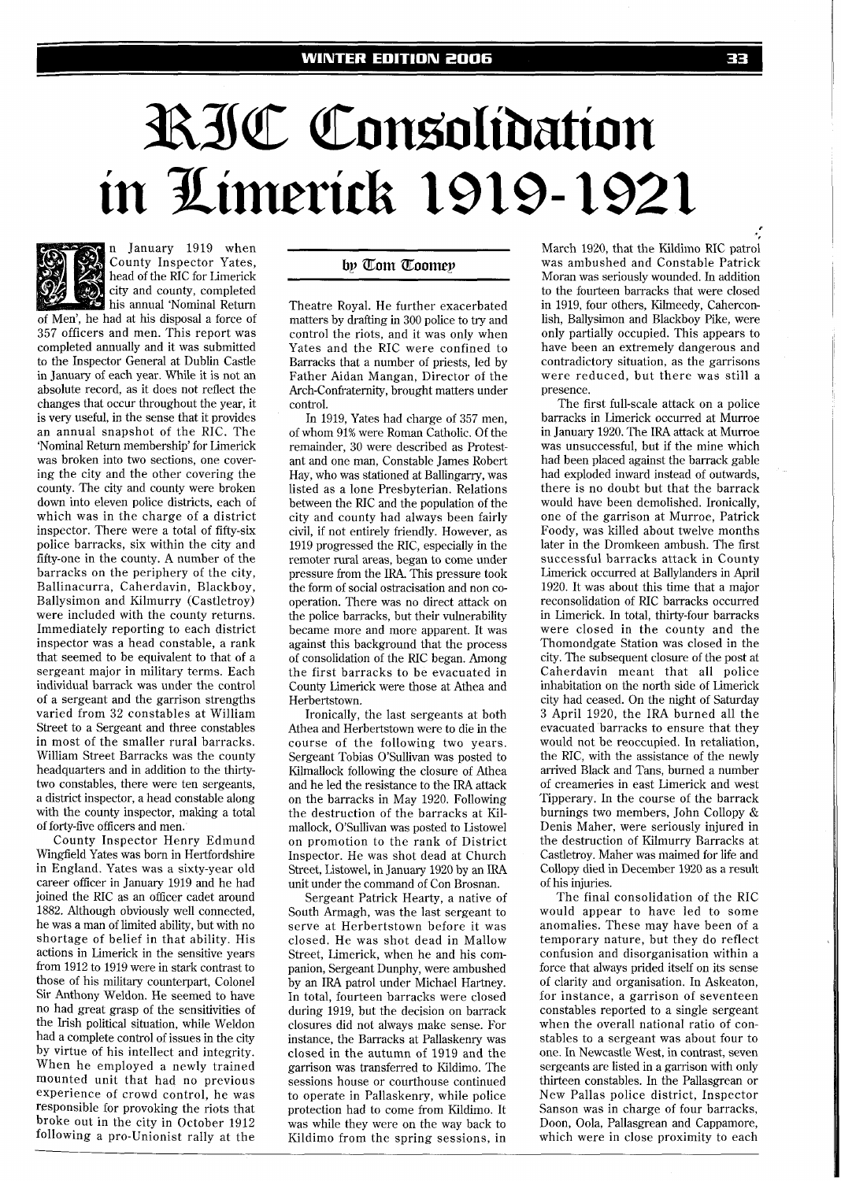# RIC Consolidation in Limerick 1919-1921

by Tom Toomey

In January 1919 when County Inspector Yates, head of the RIC for Limerick city and county, completed his annual 'Nominal Return of Men', he had at his disposal a force of 357 officers and men. This report was completed annually and it was submitted to the Inspector General at Dublin Castle in January of each year. While it is not an absolute record, as it does not reflect the changes that occur throughout the year, it is very useful, in the sense that it provides an annual snapshot of the RIC. The 'Nominal Return membership' for Limerick was broken into two sections, one covering the city and the other covering the county. The city and county were broken down into eleven police districts, each of which was in the charge of a district inspector. There were a total of fifty-six police barracks, six within the city and fifty-one in the county. A number of the barracks on the periphery of the city, Ballinacurra, Caherdavin, Blackboy, Ballysimon and Kilmurry (Castletroy) were included with the county returns. Immediately reporting to each district inspector was a head constable, a rank that seemed to be equivalent to that of a sergeant major in military terms. Each individual barrack was under the control of a sergeant and the garrison strengths varied from 32 constables at William Street to a Sergeant and three constables in most of the smaller rural barracks. William Street Barracks was the county headquarters and in addition to the thirty-two constables, there were ten sergeants, a district inspector, a head constable along with the county inspector, making a total of forty-five officers and men.

County Inspector Henry Edmund Wingfield Yates was born in Hertfordshire in England. Yates was a sixty-year old career officer in January 1919 and he had joined the RIC as an officer cadet around 1882. Although obviously well connected, he was a man of limited ability, but with no shortage of belief in that ability. His actions in Limerick in the sensitive years from 1912 to 1919 were in stark contrast to those of his military counterpart, Colonel Sir Anthony Weldon. He seemed to have no had great grasp of the sensitivities of the Irish political situation, while Weldon had a complete control of issues in the city by virtue of his intellect and integrity. When he employed a newly trained mounted unit that had no previous experience of crowd control, he was responsible for provoking the riots that broke out in the city in October 1912 following a pro-Unionist rally at the Theatre Royal. He further exacerbated matters by drafting in 300 police to try and control the riots, and it was only when Yates and the RIC were confined to Barracks that a number of priests, led by Father Aidan Mangan, Director of the Arch-Confraternity, brought matters under control.

In 1919, Yates had charge of 357 men, of whom 91% were Roman Catholic. Of the remainder, 30 were described as Protestant and one man, Constable James Robert Hay, who was stationed at Ballingarry, was listed as a lone Presbyterian. Relations between the RIC and the population of the city and county had always been fairly civil, if not entirely friendly. However, as 1919 progressed the RIC, especially in the remoter rural areas, began to come under pressure from the IRA. This pressure took the form of social ostracisation and non co-operation. There was no direct attack on the police barracks, but their vulnerability became more and more apparent. It was against this background that the process of consolidation of the RIC began. Among the first barracks to be evacuated in County Limerick were those at Athea and Herbertstown.

Ironically, the last sergeants at both Athea and Herbertstown were to die in the course of the following two years. Sergeant Tobias O'Sullivan was posted to Kilmallock following the closure of Athea and he led the resistance to the IRA attack on the barracks in May 1920. Following the destruction of the barracks at Kilmallock, O'Sullivan was posted to Listowel on promotion to the rank of District Inspector. He was shot dead at Church Street, Listowel, in January 1920 by an IRA unit under the command of Con Brosnan.

Sergeant Patrick Hearty, a native of South Armagh, was the last sergeant to serve at Herbertstown before it was closed. He was shot dead in Mallow Street, Limerick, when he and his companion, Sergeant Dunphy, were ambushed by an IRA patrol under Michael Hartney. In total, fourteen barracks were closed during 1919, but the decision on barrack closures did not always make sense. For instance, the Barracks at Pallaskenry was closed in the autumn of 1919 and the garrison was transferred to Kildimo. The sessions house or courthouse continued to operate in Pallaskenry, while police protection had to come from Kildimo. It was while they were on the way back to Kildimo from the spring sessions, in March 1920, that the Kildimo RIC patrol was ambushed and Constable Patrick Moran was seriously wounded. In addition to the fourteen barracks that were closed in 1919, four others, Kilmeedy, Caherconlish, Ballysimon and Blackboy Pike, were only partially occupied. This appears to have been an extremely dangerous and contradictory situation, as the garrisons were reduced, but there was still a presence.

The first full-scale attack on a police barracks in Limerick occurred at Murroe in January 1920. The IRA attack at Murroe was unsuccessful, but if the mine which had been placed against the barrack gable had exploded inward instead of outwards, there is no doubt but that the barrack would have been demolished. Ironically, one of the garrison at Murroe, Patrick Foody, was killed about twelve months later in the Dromkeen ambush. The first successful barracks attack in County Limerick occurred at Ballylanders in April 1920. It was about this time that a major reconsolidation of RIC barracks occurred in Limerick. In total, thirty-four barracks were closed in the county and the Thomondgate Station was closed in the city. The subsequent closure of the post at Caherdavin meant that all police inhabitation on the north side of Limerick city had ceased. On the night of Saturday 3 April 1920, the IRA burned all the evacuated barracks to ensure that they would not be reoccupied. In retaliation, the RIC, with the assistance of the newly arrived Black and Tans, burned a number of creameries in east Limerick and west Tipperary. In the course of the barrack burnings two members, John Collopy & Denis Maher, were seriously injured in the destruction of Kilmurry Barracks at Castletroy. Maher was maimed for life and Collopy died in December 1920 as a result of his injuries.

The final consolidation of the RIC would appear to have led to some anomalies. These may have been of a temporary nature, but they do reflect confusion and disorganisation within a force that always prided itself on its sense of clarity and organisation. In Askeaton, for instance, a garrison of seventeen constables reported to a single sergeant when the overall national ratio of constables to a sergeant was about four to one. In Newcastle West, in contrast, seven sergeants are listed in a garrison with only thirteen constables. In the Pallasgrean or New Pallas police district, Inspector Sanson was in charge of four barracks, Doon, Oola, Pallasgrean and Cappamore, which were in close proximity to each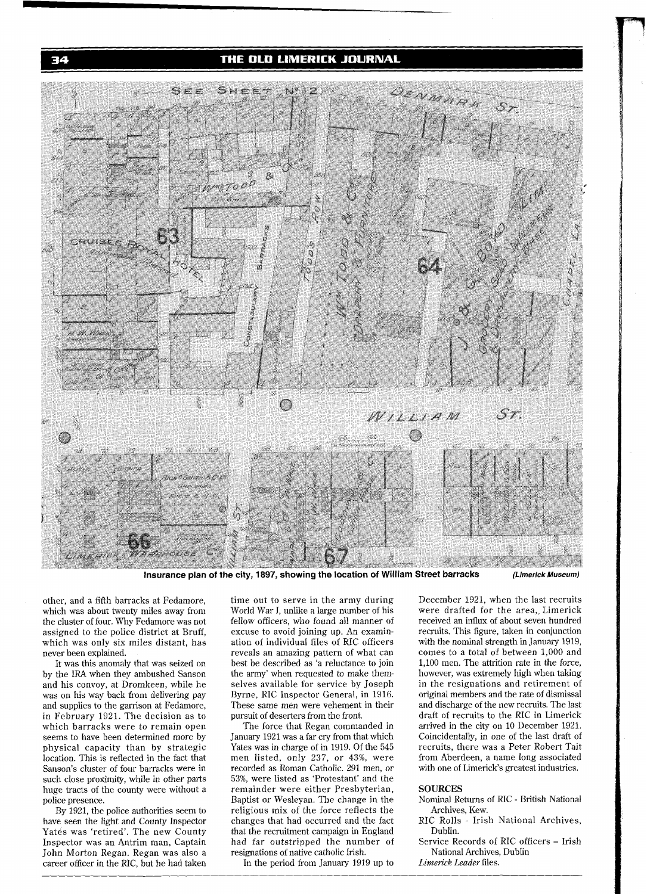Insurance plan of the city, 1897, showing the location of William Street barracks *(Limerick Museum)*

other, and a fifth barracks at Fedamore, which was about twenty miles away from the cluster of four. Why Fedamore was not assigned to the police district at Bruff, which was only six miles distant, has never been explained.

It was this anomaly that was seized on by the IRA when they ambushed Sanson and his convoy, at Dromkeen, while he was on his way back from delivering pay and supplies to the garrison at Fedamore, in February 1921. The decision as to which barracks were to remain open seems to have been determined more by physical capacity than by strategic location. This is reflected in the fact that Sanson's cluster of four barracks were in such close proximity, while in other parts huge tracts of the county were without a police presence.

By 1921, the police authorities seem to have seen the light and County Inspector Yates was 'retired'. The new County Inspector was an Antrim man, Captain John Morton Regan. Regan was also a career officer in the RIC, but he had taken time out to serve in the army during World War I, unlike a large number of his fellow officers, who found all manner of excuse to avoid joining up. An examination of individual files of RIC officers reveals an amazing pattern of what can best be described as 'a reluctance to join the army' when requested to make themselves available for service by Joseph Byrne, RIC Inspector General, in 1916. These same men were vehement in their pursuit of deserters from the front.

The force that Regan commanded in January 1921 was a far cry from that which Yates was in charge of in 1919. Of the 545 men listed, only 237, or 43%, were recorded as Roman Catholic. 291 men, or 53%, were listed as 'Protestant' and the remainder were either Presbyterian, Baptist or Wesleyan. The change in the religious mix of the force reflects the changes that had occurred and the fact that the recruitment campaign in England had far outstripped the number of resignations of native catholic Irish.

In the period from January 1919 up to December 1921, when the last recruits were drafted for the area, Limerick received an influx of about seven hundred recruits. This figure, taken in conjunction with the nominal strength in January 1919, comes to a total of between 1,000 and 1,100 men. The attrition rate in the force, however, was extremely high when taking in the resignations and retirement of original members and the rate of dismissal and discharge of the new recruits. The last draft of recruits to the RIC in Limerick arrived in the city on 10 December 1921. Coincidentally, in one of the last draft of recruits, there was a Peter Robert Tait from Aberdeen, a name long associated with one of Limerick's greatest industries.

## SOURCES

Nominal Returns of RIC - British National Archives, Kew.

RIC Rolls - Irish National Archives, Dublin.

Service Records of RIC officers – Irish National Archives, Dublin

*Limerick Leader* files.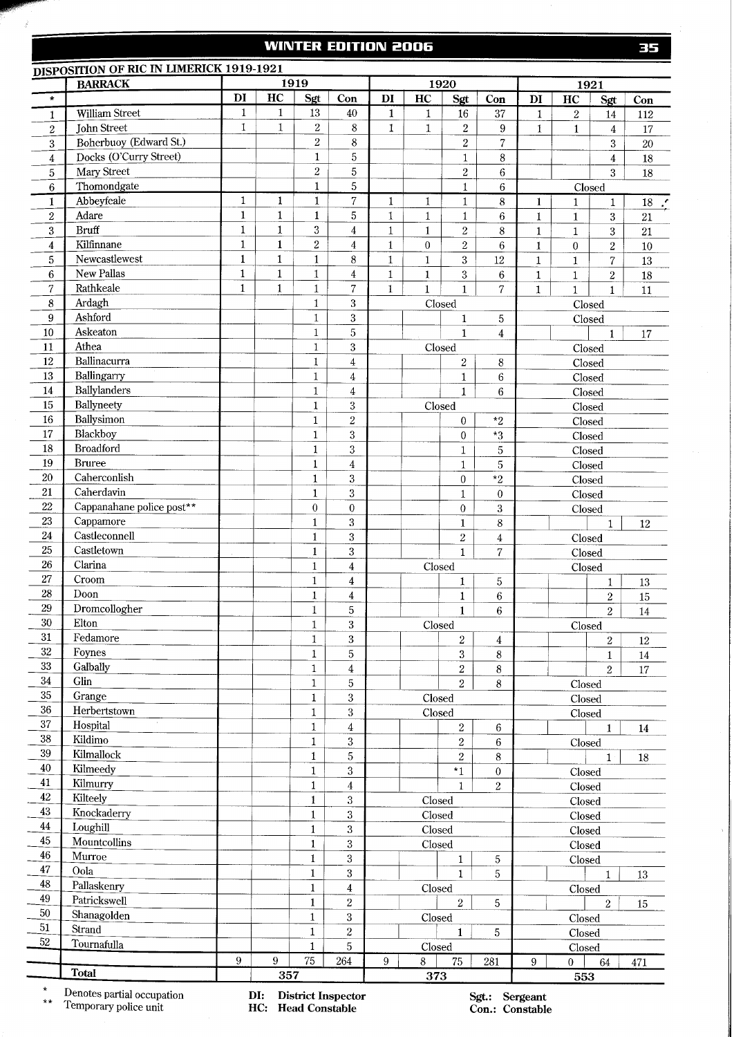## DISPOSITION OF RIC IN LIMERICK 1919-1921

| * | BARRACK | 1919 | | | | 1920 | | | | 1921 | | | |
|---|---|---|---|---|---|---|---|---|---|---|---|---|---|
| | | DI | HC | Sgt | Con | DI | HC | Sgt | Con | DI | HC | Sgt | Con |
| 1 | William Street | 1 | 1 | 13 | 40 | 1 | 1 | 16 | 37 | 1 | 2 | 14 | 112 |
| 2 | John Street | 1 | 1 | 2 | 8 | 1 | 1 | 2 | 9 | 1 | 1 | 4 | 17 |
| 3 | Boherbuoy (Edward St.) | | | 2 | 8 | | | 2 | 7 | | | 3 | 20 |
| 4 | Docks (O'Curry Street) | | | 1 | 5 | | | 1 | 8 | | | 4 | 18 |
| 5 | Mary Street | | | 2 | 5 | | | 2 | 6 | | | 3 | 18 |
| 6 | Thomondgate | | | 1 | 5 | | | 1 | 6 | Closed | | | |
| 1 | Abbeyfeale | 1 | 1 | 1 | 7 | 1 | 1 | 1 | 8 | 1 | 1 | 1 | 18 |
| 2 | Adare | 1 | 1 | 1 | 5 | 1 | 1 | 1 | 6 | 1 | 1 | 3 | 21 |
| 3 | Bruff | 1 | 1 | 3 | 4 | 1 | 1 | 2 | 8 | 1 | 1 | 3 | 21 |
| 4 | Kilfinnane | 1 | 1 | 2 | 4 | 1 | 0 | 2 | 6 | 1 | 0 | 2 | 10 |
| 5 | Newcastlewest | 1 | 1 | 1 | 8 | 1 | 1 | 3 | 12 | 1 | 1 | 7 | 13 |
| 6 | New Pallas | 1 | 1 | 1 | 4 | 1 | 1 | 3 | 6 | 1 | 1 | 2 | 18 |
| 7 | Rathkeale | 1 | 1 | 1 | 7 | 1 | 1 | 1 | 7 | 1 | 1 | 1 | 11 |
| 8 | Ardagh | | | 1 | 3 | Closed | | | | Closed | | | |
| 9 | Ashford | | | 1 | 3 | | | 1 | 5 | Closed | | | |
| 10 | Askeaton | | | 1 | 5 | | | 1 | 4 | | | 1 | 17 |
| 11 | Athea | | | 1 | 3 | Closed | | | | Closed | | | |
| 12 | Ballinacurra | | | 1 | 4 | | | 2 | 8 | Closed | | | |
| 13 | Ballingarry | | | 1 | 4 | | | 1 | 6 | Closed | | | |
| 14 | Ballylanders | | | 1 | 4 | | | 1 | 6 | Closed | | | |
| 15 | Ballyneety | | | 1 | 3 | Closed | | | | Closed | | | |
| 16 | Ballysimon | | | 1 | 2 | | | 0 | *2 | Closed | | | |
| 17 | Blackboy | | | 1 | 3 | | | 0 | *3 | Closed | | | |
| 18 | Broadford | | | 1 | 3 | | | 1 | 5 | Closed | | | |
| 19 | Bruree | | | 1 | 4 | | | 1 | 5 | Closed | | | |
| 20 | Caherconlish | | | 1 | 3 | | | 0 | *2 | Closed | | | |
| 21 | Caherdavin | | | 1 | 3 | | | 1 | 0 | Closed | | | |
| 22 | Cappanahane police post** | | | 0 | 0 | | | 0 | 3 | Closed | | | |
| 23 | Cappamore | | | 1 | 3 | | | 1 | 8 | | | 1 | 12 |
| 24 | Castleconnell | | | 1 | 3 | | | 2 | 4 | Closed | | | |
| 25 | Castletown | | | 1 | 3 | | | 1 | 7 | Closed | | | |
| 26 | Clarina | | | 1 | 4 | Closed | | | | Closed | | | |
| 27 | Croom | | | 1 | 4 | | | 1 | 5 | | | 1 | 13 |
| 28 | Doon | | | 1 | 4 | | | 1 | 6 | | | 2 | 15 |
| 29 | Dromcollogher | | | 1 | 5 | | | 1 | 6 | | | 2 | 14 |
| 30 | Elton | | | 1 | 3 | Closed | | | | Closed | | | |
| 31 | Fedamore | | | 1 | 3 | | | 2 | 4 | | | 2 | 12 |
| 32 | Foynes | | | 1 | 5 | | | 3 | 8 | | | 1 | 14 |
| 33 | Galbally | | | 1 | 4 | | | 2 | 8 | | | 2 | 17 |
| 34 | Glin | | | 1 | 5 | | | 2 | 8 | Closed | | | |
| 35 | Grange | | | 1 | 3 | Closed | | | | Closed | | | |
| 36 | Herbertstown | | | 1 | 3 | Closed | | | | Closed | | | |
| 37 | Hospital | | | 1 | 4 | | | 2 | 6 | | | 1 | 14 |
| 38 | Kildimo | | | 1 | 3 | | | 2 | 6 | Closed | | | |
| 39 | Kilmallock | | | 1 | 5 | | | 2 | 8 | | | 1 | 18 |
| 40 | Kilmeedy | | | 1 | 3 | | | *1 | 0 | Closed | | | |
| 41 | Kilmurry | | | 1 | 4 | | | 1 | 2 | Closed | | | |
| 42 | Kilteely | | | 1 | 3 | Closed | | | | Closed | | | |
| 43 | Knockaderry | | | 1 | 3 | Closed | | | | Closed | | | |
| 44 | Loughill | | | 1 | 3 | Closed | | | | Closed | | | |
| 45 | Mountcollins | | | 1 | 3 | Closed | | | | Closed | | | |
| 46 | Murroe | | | 1 | 3 | | | 1 | 5 | Closed | | | |
| 47 | Oola | | | 1 | 3 | | | 1 | 5 | | | 1 | 13 |
| 48 | Pallaskenry | | | 1 | 4 | Closed | | | | Closed | | | |
| 49 | Patrickswell | | | 1 | 2 | | | 2 | 5 | | | 2 | 15 |
| 50 | Shanagolden | | | 1 | 3 | Closed | | | | Closed | | | |
| 51 | Strand | | | 1 | 2 | | | 1 | 5 | Closed | | | |
| 52 | Tournafulla | | | 1 | 5 | Closed | | | | Closed | | | |
| | | 9 | 9 | 75 | 264 | 9 | 8 | 75 | 281 | 9 | 0 | 64 | 471 |
| | **Total** | 357 | | | | 373 | | | | 553 | | | |

\* Denotes partial occupation
\*\* Temporary police unit

**DI:** District Inspector
**HC:** Head Constable
**Sgt.:** Sergeant
**Con.:** Constable